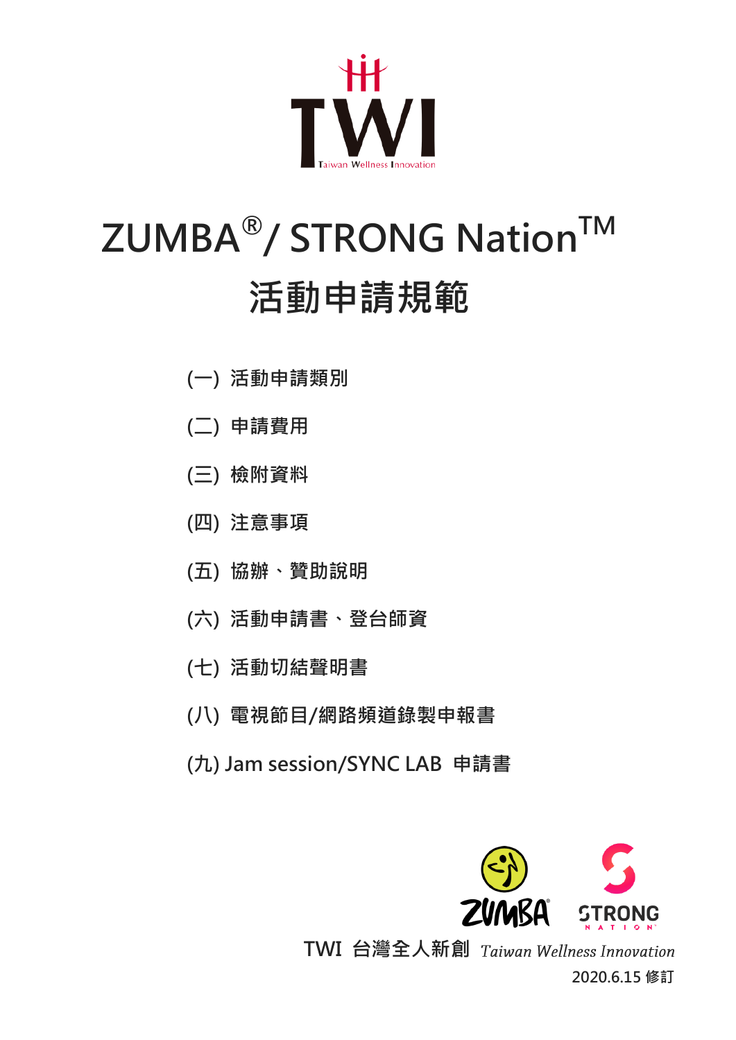TWI

Taiwan Wellness Innovation

# ZUMBA®/ STRONG Nation™
# 活動申請規範

(一) 活動申請類別

(二) 申請費用

(三) 檢附資料

(四) 注意事項

(五) 協辦、贊助說明

(六) 活動申請書、登台師資

(七) 活動切結聲明書

(八) 電視節目/網路頻道錄製申報書

(九) Jam session/SYNC LAB 申請書

ZUMBA®  STRONG NATION

TWI 台灣全人新創 *Taiwan Wellness Innovation*

2020.6.15 修訂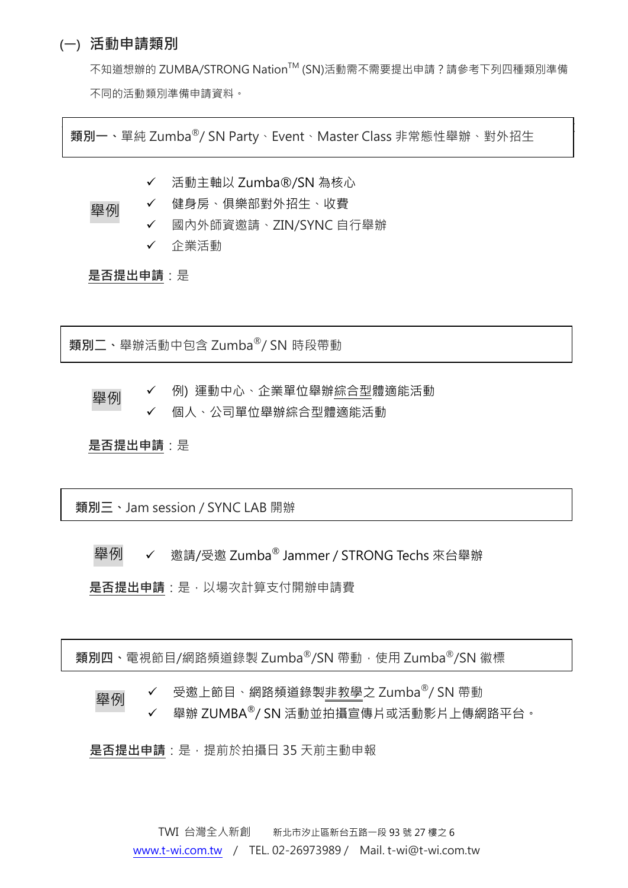## (一) 活動申請類別

不知道想辦的 ZUMBA/STRONG Nation™ (SN)活動需不需要提出申請？請參考下列四種類別準備不同的活動類別準備申請資料。

**類別一**、單純 Zumba®/ SN Party、Event、Master Class 非常態性舉辦、對外招生

舉例

- ✓ 活動主軸以 Zumba®/SN 為核心
- ✓ 健身房、俱樂部對外招生、收費
- ✓ 國內外師資邀請、ZIN/SYNC 自行舉辦
- ✓ 企業活動

**是否提出申請**：是

**類別二**、舉辦活動中包含 Zumba®/ SN 時段帶動

舉例

- ✓ 例) 運動中心、企業單位舉辦綜合型體適能活動
- ✓ 個人、公司單位舉辦綜合型體適能活動

**是否提出申請**：是

**類別三**、Jam session / SYNC LAB 開辦

舉例

- ✓ 邀請/受邀 Zumba® Jammer / STRONG Techs 來台舉辦

**是否提出申請**：是，以場次計算支付開辦申請費

**類別四**、電視節目/網路頻道錄製 Zumba®/SN 帶動，使用 Zumba®/SN 徽標

舉例

- ✓ 受邀上節目、網路頻道錄製非教學之 Zumba®/ SN 帶動
- ✓ 舉辦 ZUMBA®/ SN 活動並拍攝宣傳片或活動影片上傳網路平台。

**是否提出申請**：是，提前於拍攝日 35 天前主動申報

TWI 台灣全人新創　新北市汐止區新台五路一段 93 號 27 樓之 6
www.t-wi.com.tw / TEL. 02-26973989 / Mail. t-wi@t-wi.com.tw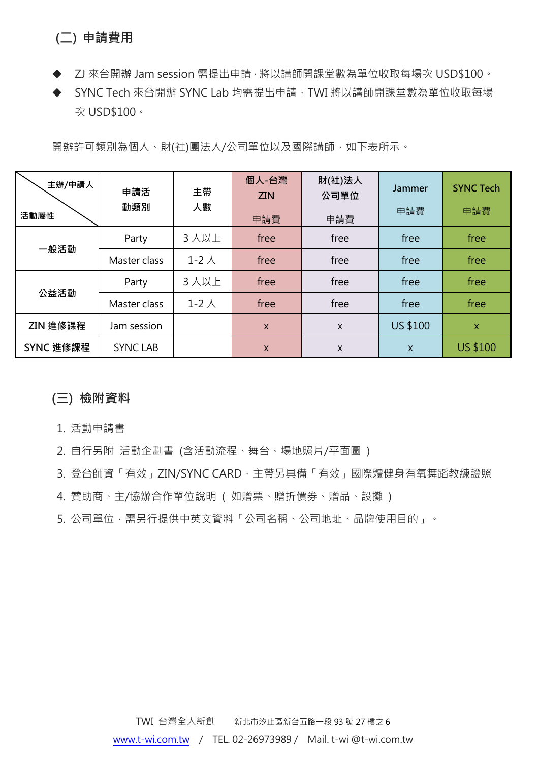## (二) 申請費用

- ZJ 來台開辦 Jam session 需提出申請，將以講師開課堂數為單位收取每場次 USD$100。
- SYNC Tech 來台開辦 SYNC Lab 均需提出申請，TWI 將以講師開課堂數為單位收取每場次 USD$100。

開辦許可類別為個人、財(社)團法人/公司單位以及國際講師，如下表所示。

| 主辦/申請人 \ 活動屬性 | 申請活動類別 | 主帶人數 | 個人-台灣 ZIN 申請費 | 財(社)法人公司單位 申請費 | Jammer 申請費 | SYNC Tech 申請費 |
|---|---|---|---|---|---|---|
| 一般活動 | Party | 3 人以上 | free | free | free | free |
| | Master class | 1-2 人 | free | free | free | free |
| 公益活動 | Party | 3 人以上 | free | free | free | free |
| | Master class | 1-2 人 | free | free | free | free |
| ZIN 進修課程 | Jam session | | x | x | US $100 | x |
| SYNC 進修課程 | SYNC LAB | | x | x | x | US $100 |

## (三) 檢附資料

1. 活動申請書
2. 自行另附 活動企劃書 (含活動流程、舞台、場地照片/平面圖 )
3. 登台師資「有效」ZIN/SYNC CARD，主帶另具備「有效」國際體健身有氧舞蹈教練證照
4. 贊助商、主/協辦合作單位說明 ( 如贈票、贈折價券、贈品、設攤 )
5. 公司單位，需另行提供中英文資料「公司名稱、公司地址、品牌使用目的」。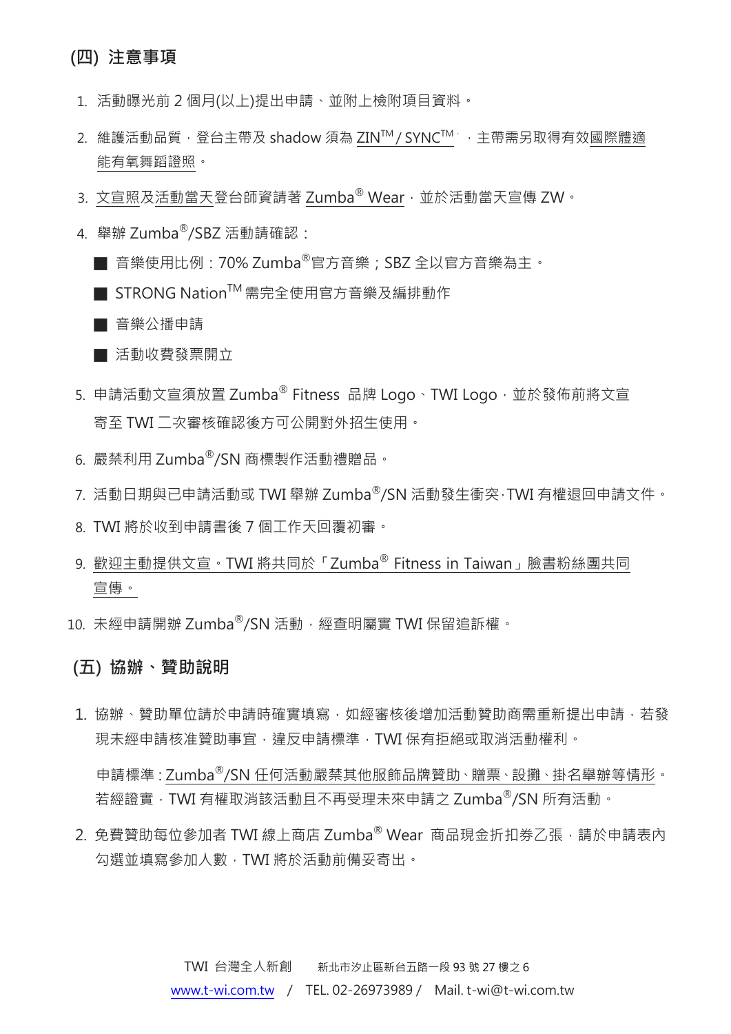## (四) 注意事項

1. 活動曝光前 2 個月(以上)提出申請、並附上檢附項目資料。
2. 維護活動品質，登台主帶及 shadow 須為 ZIN™ / SYNC™，主帶需另取得有效國際體適能有氧舞蹈證照。
3. 文宣照及活動當天登台師資請著 Zumba® Wear，並於活動當天宣傳 ZW。
4. 舉辦 Zumba®/SBZ 活動請確認：
   - 音樂使用比例：70% Zumba®官方音樂；SBZ 全以官方音樂為主。
   - STRONG Nation™ 需完全使用官方音樂及編排動作
   - 音樂公播申請
   - 活動收費發票開立
5. 申請活動文宣須放置 Zumba® Fitness 品牌 Logo、TWI Logo，並於發佈前將文宣寄至 TWI 二次審核確認後方可公開對外招生使用。
6. 嚴禁利用 Zumba®/SN 商標製作活動禮贈品。
7. 活動日期與已申請活動或 TWI 舉辦 Zumba®/SN 活動發生衝突，TWI 有權退回申請文件。
8. TWI 將於收到申請書後 7 個工作天回覆初審。
9. 歡迎主動提供文宣。TWI 將共同於「Zumba® Fitness in Taiwan」臉書粉絲團共同宣傳。
10. 未經申請開辦 Zumba®/SN 活動，經查明屬實 TWI 保留追訴權。

## (五) 協辦、贊助說明

1. 協辦、贊助單位請於申請時確實填寫，如經審核後增加活動贊助商需重新提出申請，若發現未經申請核准贊助事宜，違反申請標準，TWI 保有拒絕或取消活動權利。

   申請標準：Zumba®/SN 任何活動嚴禁其他服飾品牌贊助、贈票、設攤、掛名舉辦等情形。若經證實，TWI 有權取消該活動且不再受理未來申請之 Zumba®/SN 所有活動。

2. 免費贊助每位參加者 TWI 線上商店 Zumba® Wear 商品現金折扣券乙張，請於申請表內勾選並填寫參加人數，TWI 將於活動前備妥寄出。

TWI 台灣全人新創　新北市汐止區新台五路一段 93 號 27 樓之 6
www.t-wi.com.tw / TEL. 02-26973989 / Mail. t-wi@t-wi.com.tw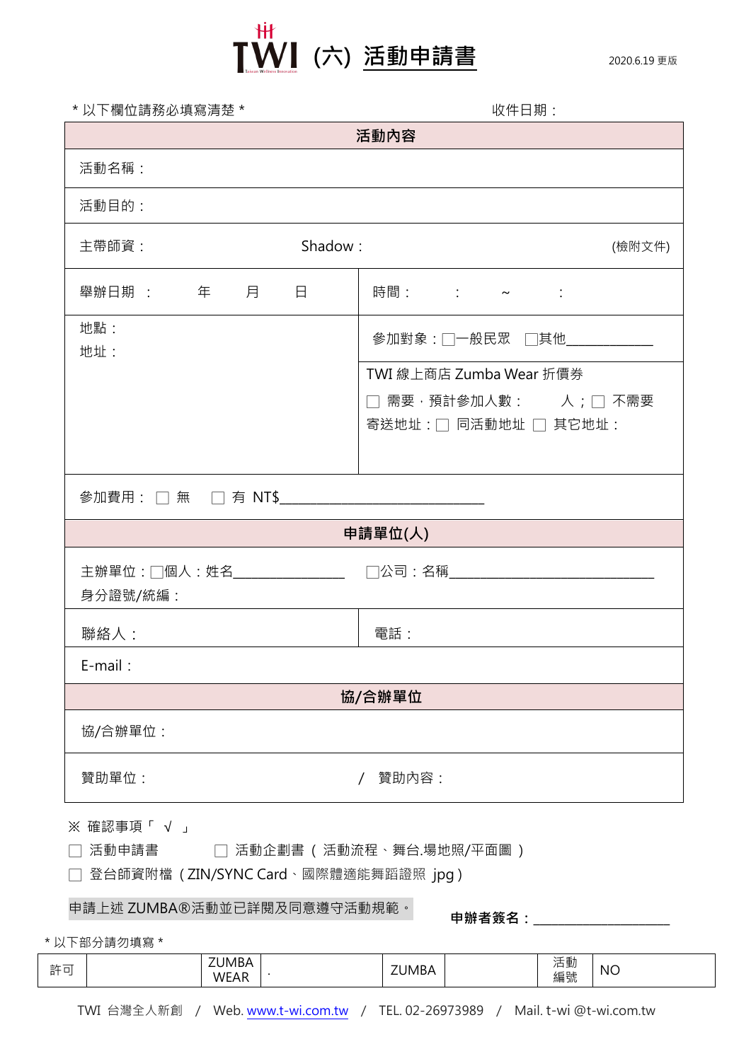# TWI (六) 活動申請書

2020.6.19 更版

* 以下欄位請務必填寫清楚 *　　　　　　　　　　　　收件日期：

| 活動內容 | |
|---|---|
| 活動名稱： | |
| 活動目的： | |
| 主帶師資：　　　　Shadow：　　　　(檢附文件) | |
| 舉辦日期 ：　　年　　月　　日 | 時間：　：　～　： |
| 地點：<br>地址： | 參加對象：☐一般民眾　☐其他___________ |
| | TWI 線上商店 Zumba Wear 折價券<br>☐ 需要，預計參加人數：　　人；☐ 不需要<br>寄送地址：☐ 同活動地址 ☐ 其它地址： |
| 參加費用：☐ 無　☐ 有 NT$___________________________ | |
| **申請單位(人)** | |
| 主辦單位：☐個人：姓名______________　☐公司：名稱__________________________<br>身分證號/統編： | |
| 聯絡人： | 電話： |
| E-mail： | |
| **協/合辦單位** | |
| 協/合辦單位： | |
| 贊助單位：　　　　/ 贊助內容： | |

※ 確認事項「 √ 」

☐ 活動申請書　　☐ 活動企劃書 ( 活動流程、舞台.場地照/平面圖 )

☐ 登台師資附檔 ( ZIN/SYNC Card、國際體適能舞蹈證照 jpg )

申請上述 ZUMBA®活動並已詳閱及同意遵守活動規範。　　**申辦者簽名：__________________**

* 以下部分請勿填寫 *

| 許可 | | ZUMBA WEAR | . | ZUMBA | | 活動編號 | NO |
|---|---|---|---|---|---|---|---|

TWI 台灣全人新創 / Web. www.t-wi.com.tw / TEL. 02-26973989 / Mail. t-wi @t-wi.com.tw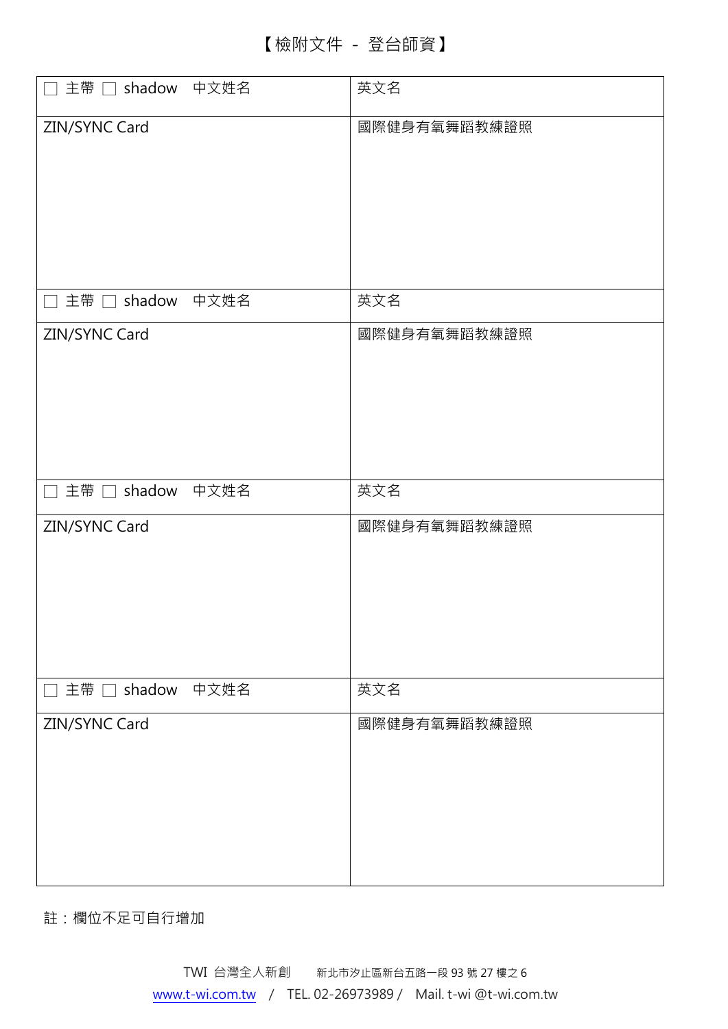# 【檢附文件 - 登台師資】

| □ 主帶 □ shadow　中文姓名 | 英文名 |
| --- | --- |
| ZIN/SYNC Card | 國際健身有氧舞蹈教練證照 |
| □ 主帶 □ shadow　中文姓名 | 英文名 |
| ZIN/SYNC Card | 國際健身有氧舞蹈教練證照 |
| □ 主帶 □ shadow　中文姓名 | 英文名 |
| ZIN/SYNC Card | 國際健身有氧舞蹈教練證照 |
| □ 主帶 □ shadow　中文姓名 | 英文名 |
| ZIN/SYNC Card | 國際健身有氧舞蹈教練證照 |

註：欄位不足可自行增加

TWI 台灣全人新創　　新北市汐止區新台五路一段 93 號 27 樓之 6

www.t-wi.com.tw / TEL. 02-26973989 / Mail. t-wi @t-wi.com.tw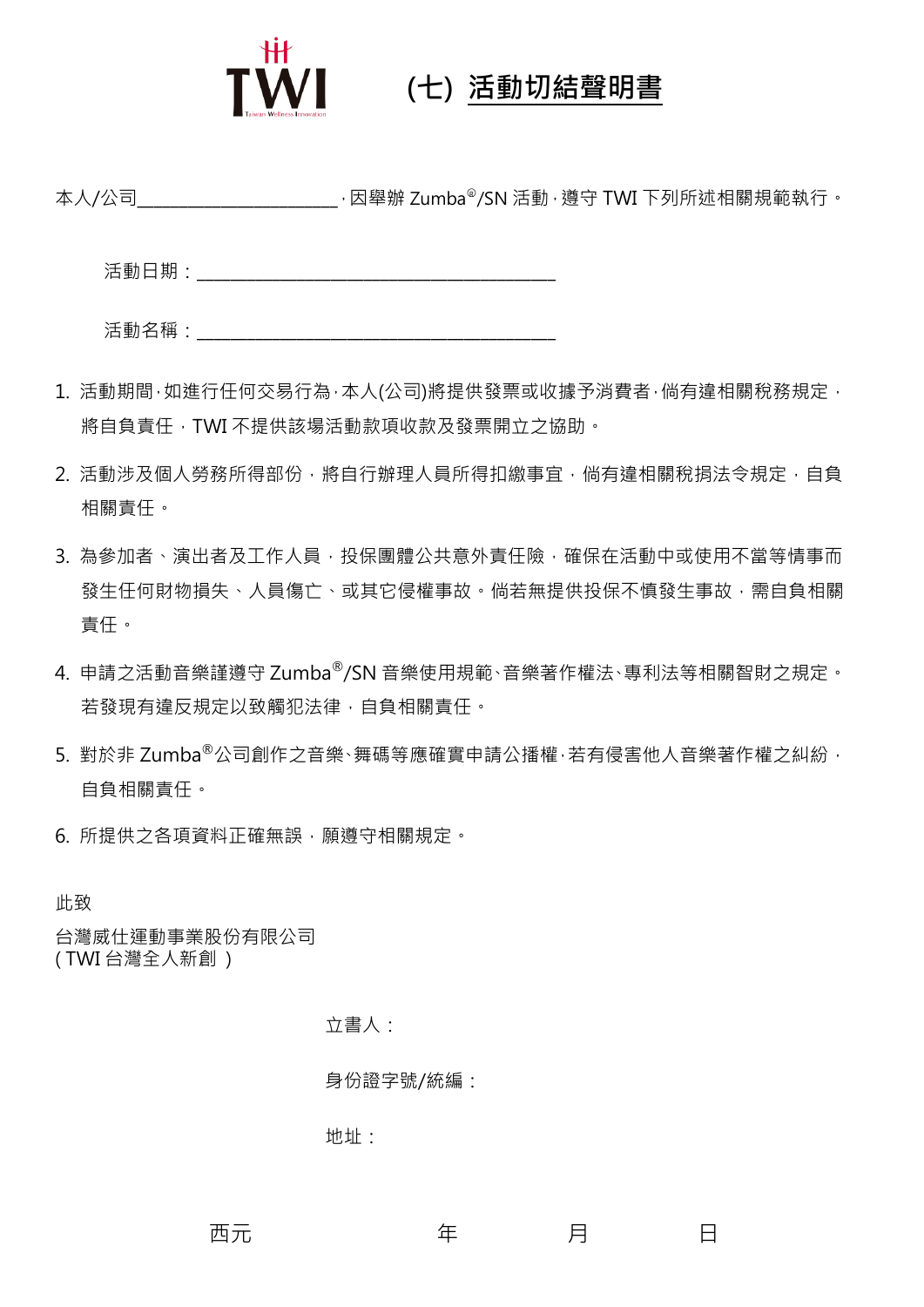# (七) 活動切結聲明書

本人/公司________________________，因舉辦 Zumba®/SN 活動，遵守 TWI 下列所述相關規範執行。

活動日期：____________________________________________

活動名稱：____________________________________________

1. 活動期間，如進行任何交易行為，本人(公司)將提供發票或收據予消費者，倘有違相關稅務規定，將自負責任，TWI 不提供該場活動款項收款及發票開立之協助。
2. 活動涉及個人勞務所得部份，將自行辦理人員所得扣繳事宜，倘有違相關稅捐法令規定，自負相關責任。
3. 為參加者、演出者及工作人員，投保團體公共意外責任險，確保在活動中或使用不當等情事而發生任何財物損失、人員傷亡、或其它侵權事故。倘若無提供投保不慎發生事故，需自負相關責任。
4. 申請之活動音樂謹遵守 Zumba®/SN 音樂使用規範、音樂著作權法、專利法等相關智財之規定。若發現有違反規定以致觸犯法律，自負相關責任。
5. 對於非 Zumba®公司創作之音樂、舞碼等應確實申請公播權，若有侵害他人音樂著作權之糾紛，自負相關責任。
6. 所提供之各項資料正確無誤，願遵守相關規定。

此致

台灣威仕運動事業股份有限公司
( TWI 台灣全人新創 )

立書人：

身份證字號/統編：

地址：

西元　　　　年　　　　月　　　　日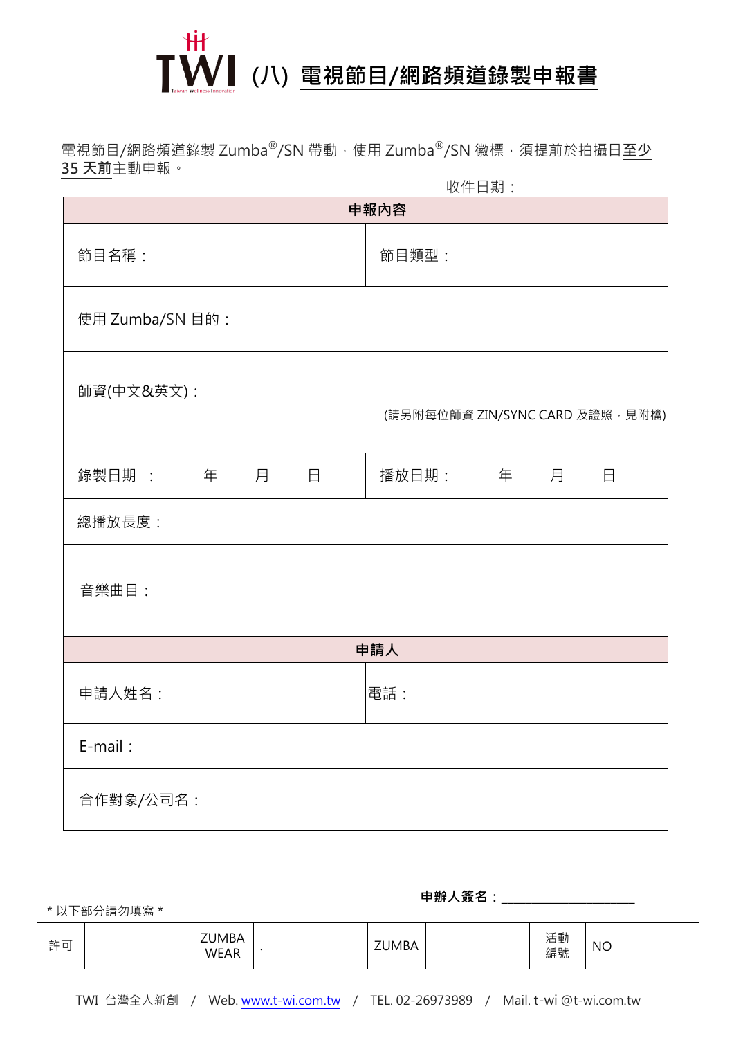# (八) 電視節目/網路頻道錄製申報書

電視節目/網路頻道錄製 Zumba®/SN 帶動，使用 Zumba®/SN 徽標，須提前於拍攝日**至少 35 天前**主動申報。

收件日期：

| 申報內容 | |
|---|---|
| 節目名稱： | 節目類型： |
| 使用 Zumba/SN 目的： | |
| 師資(中文&英文)：<br>(請另附每位師資 ZIN/SYNC CARD 及證照，見附檔) | |
| 錄製日期　：　　年　　月　　日 | 播放日期：　　年　　月　　日 |
| 總播放長度： | |
| 音樂曲目： | |
| **申請人** | |
| 申請人姓名： | 電話： |
| E-mail： | |
| 合作對象/公司名： | |

**申辦人簽名：**＿＿＿＿＿＿＿＿＿＿

\* 以下部分請勿填寫 \*

| 許可 | | ZUMBA WEAR | . | ZUMBA | | 活動編號 | NO |
|---|---|---|---|---|---|---|---|

TWI 台灣全人新創 / Web. www.t-wi.com.tw / TEL. 02-26973989 / Mail. t-wi @t-wi.com.tw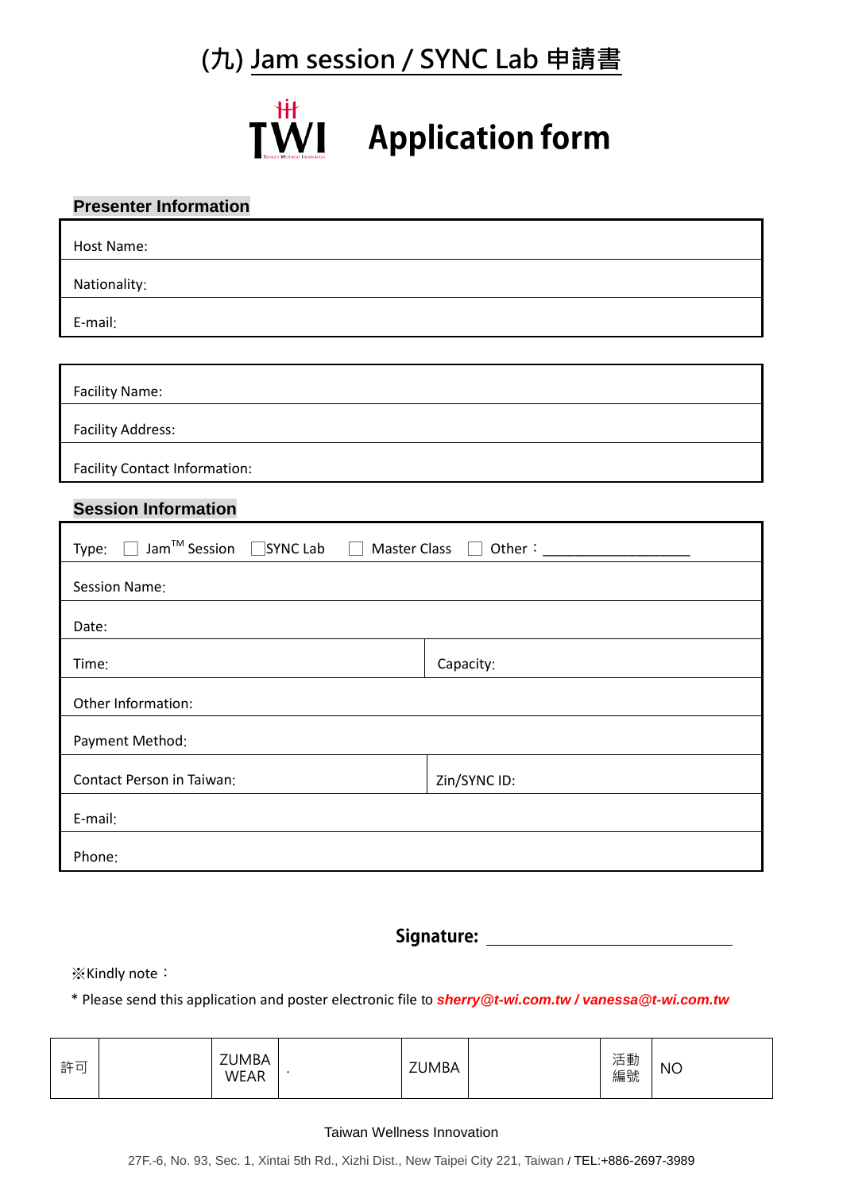# (九) Jam session / SYNC Lab 申請書

# TWI Application form

**Presenter Information**

| Host Name: |
|---|
| Nationality: |
| E-mail: |

| Facility Name: |
|---|
| Facility Address: |
| Facility Contact Information: |

**Session Information**

| | |
|---|---|
| Type: ☐ Jam™ Session ☐SYNC Lab ☐ Master Class ☐ Other：__________________ | |
| Session Name: | |
| Date: | |
| Time: | Capacity: |
| Other Information: | |
| Payment Method: | |
| Contact Person in Taiwan: | Zin/SYNC ID: |
| E-mail: | |
| Phone: | |

**Signature:** ____________________________

※Kindly note：

* Please send this application and poster electronic file to ***sherry@t-wi.com.tw / vanessa@t-wi.com.tw***

| | | | | | | | |
|---|---|---|---|---|---|---|---|
| 許可 | | ZUMBA WEAR | . | ZUMBA | | 活動編號 | NO |

Taiwan Wellness Innovation

27F.-6, No. 93, Sec. 1, Xintai 5th Rd., Xizhi Dist., New Taipei City 221, Taiwan / TEL:+886-2697-3989